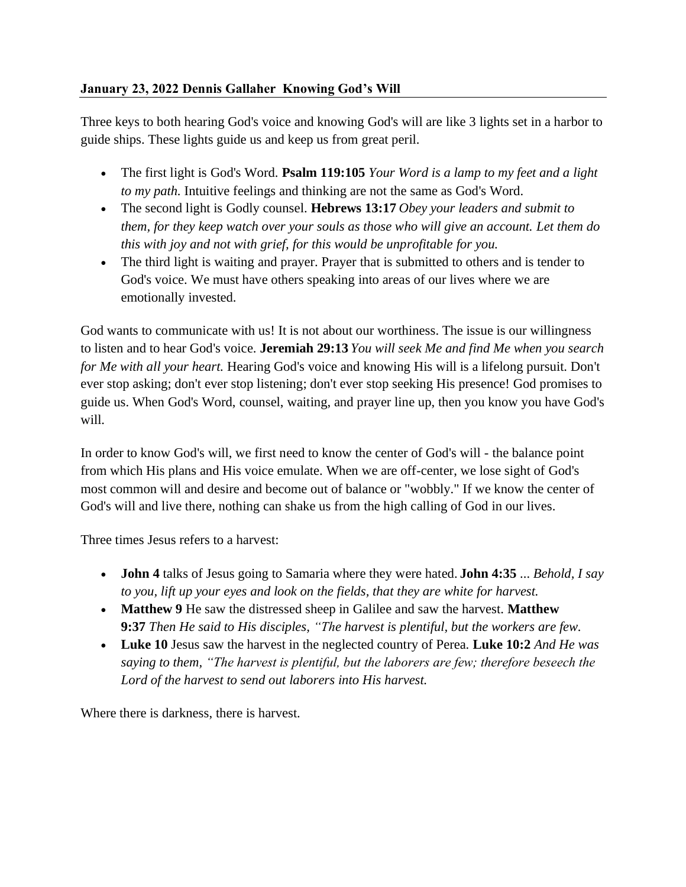**January 23, 2022 Dennis Gallaher Knowing God's Will**

Three keys to both hearing God's voice and knowing God's will are like 3 lights set in a harbor to guide ships. These lights guide us and keep us from great peril.

- The first light is God's Word. **Psalm 119:105** *Your Word is a lamp to my feet and a light to my path.* Intuitive feelings and thinking are not the same as God's Word.
- The second light is Godly counsel. **Hebrews 13:17** *Obey your leaders and submit to them, for they keep watch over your souls as those who will give an account. Let them do this with joy and not with grief, for this would be unprofitable for you.*
- The third light is waiting and prayer. Prayer that is submitted to others and is tender to God's voice. We must have others speaking into areas of our lives where we are emotionally invested.

God wants to communicate with us! It is not about our worthiness. The issue is our willingness to listen and to hear God's voice. **Jeremiah 29:13** *You will seek Me and find Me when you search for Me with all your heart.* Hearing God's voice and knowing His will is a lifelong pursuit. Don't ever stop asking; don't ever stop listening; don't ever stop seeking His presence! God promises to guide us. When God's Word, counsel, waiting, and prayer line up, then you know you have God's will.

In order to know God's will, we first need to know the center of God's will - the balance point from which His plans and His voice emulate. When we are off-center, we lose sight of God's most common will and desire and become out of balance or "wobbly." If we know the center of God's will and live there, nothing can shake us from the high calling of God in our lives.

Three times Jesus refers to a harvest:

- **John 4** talks of Jesus going to Samaria where they were hated. **John 4:35** *... Behold, I say to you, lift up your eyes and look on the fields, that they are white for harvest.*
- **Matthew 9** He saw the distressed sheep in Galilee and saw the harvest. **Matthew 9:37** *Then He said to His disciples, "The harvest is plentiful, but the workers are few.*
- **Luke 10** Jesus saw the harvest in the neglected country of Perea. **Luke 10:2** *And He was saying to them, "The harvest is plentiful, but the laborers are few; therefore beseech the Lord of the harvest to send out laborers into His harvest.*

Where there is darkness, there is harvest.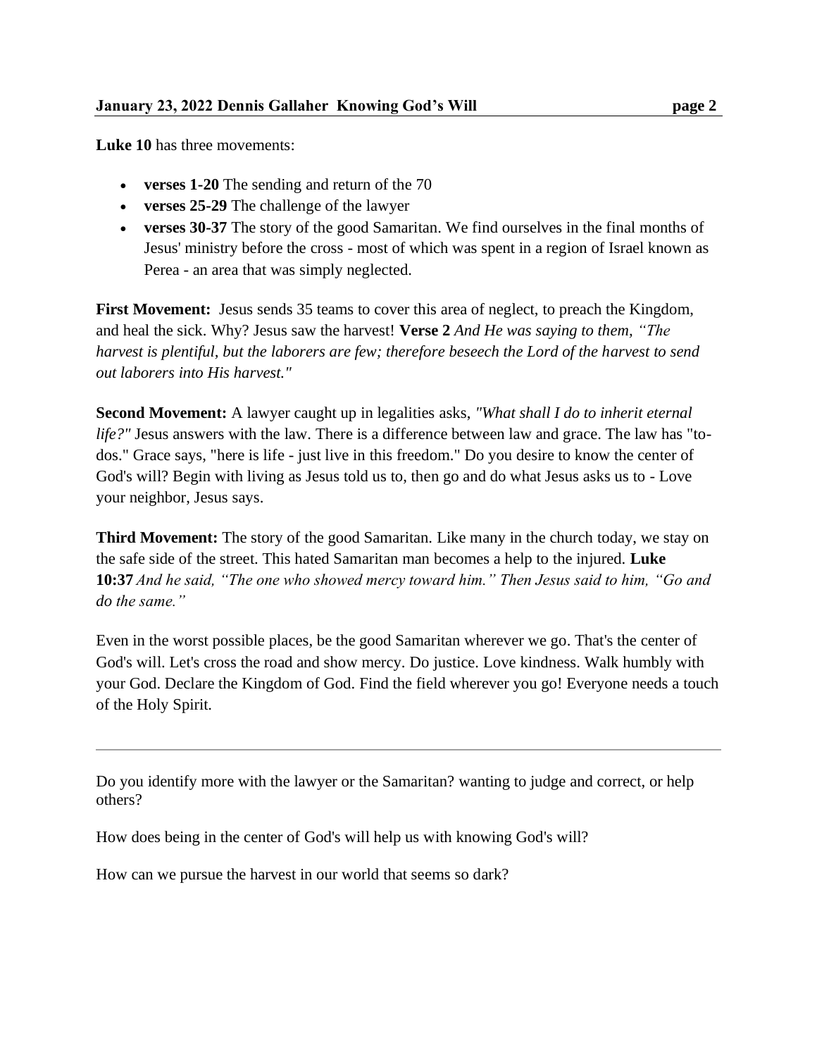**Luke 10** has three movements:

- **verses 1-20** The sending and return of the 70
- **verses 25-29** The challenge of the lawyer
- **verses 30-37** The story of the good Samaritan. We find ourselves in the final months of Jesus' ministry before the cross - most of which was spent in a region of Israel known as Perea - an area that was simply neglected.

**First Movement:** Jesus sends 35 teams to cover this area of neglect, to preach the Kingdom, and heal the sick. Why? Jesus saw the harvest! **Verse 2** *And He was saying to them, "The harvest is plentiful, but the laborers are few; therefore beseech the Lord of the harvest to send out laborers into His harvest."*

**Second Movement:** A lawyer caught up in legalities asks, *"What shall I do to inherit eternal life?"* Jesus answers with the law. There is a difference between law and grace. The law has "to-dos." Grace says, "here is life - just live in this freedom." Do you desire to know the center of God's will? Begin with living as Jesus told us to, then go and do what Jesus asks us to - Love your neighbor, Jesus says.

**Third Movement:** The story of the good Samaritan. Like many in the church today, we stay on the safe side of the street. This hated Samaritan man becomes a help to the injured. **Luke 10:37** *And he said, "The one who showed mercy toward him." Then Jesus said to him, "Go and do the same."*

Even in the worst possible places, be the good Samaritan wherever we go. That's the center of God's will. Let's cross the road and show mercy. Do justice. Love kindness. Walk humbly with your God. Declare the Kingdom of God. Find the field wherever you go! Everyone needs a touch of the Holy Spirit.

---

Do you identify more with the lawyer or the Samaritan? wanting to judge and correct, or help others?

How does being in the center of God's will help us with knowing God's will?

How can we pursue the harvest in our world that seems so dark?